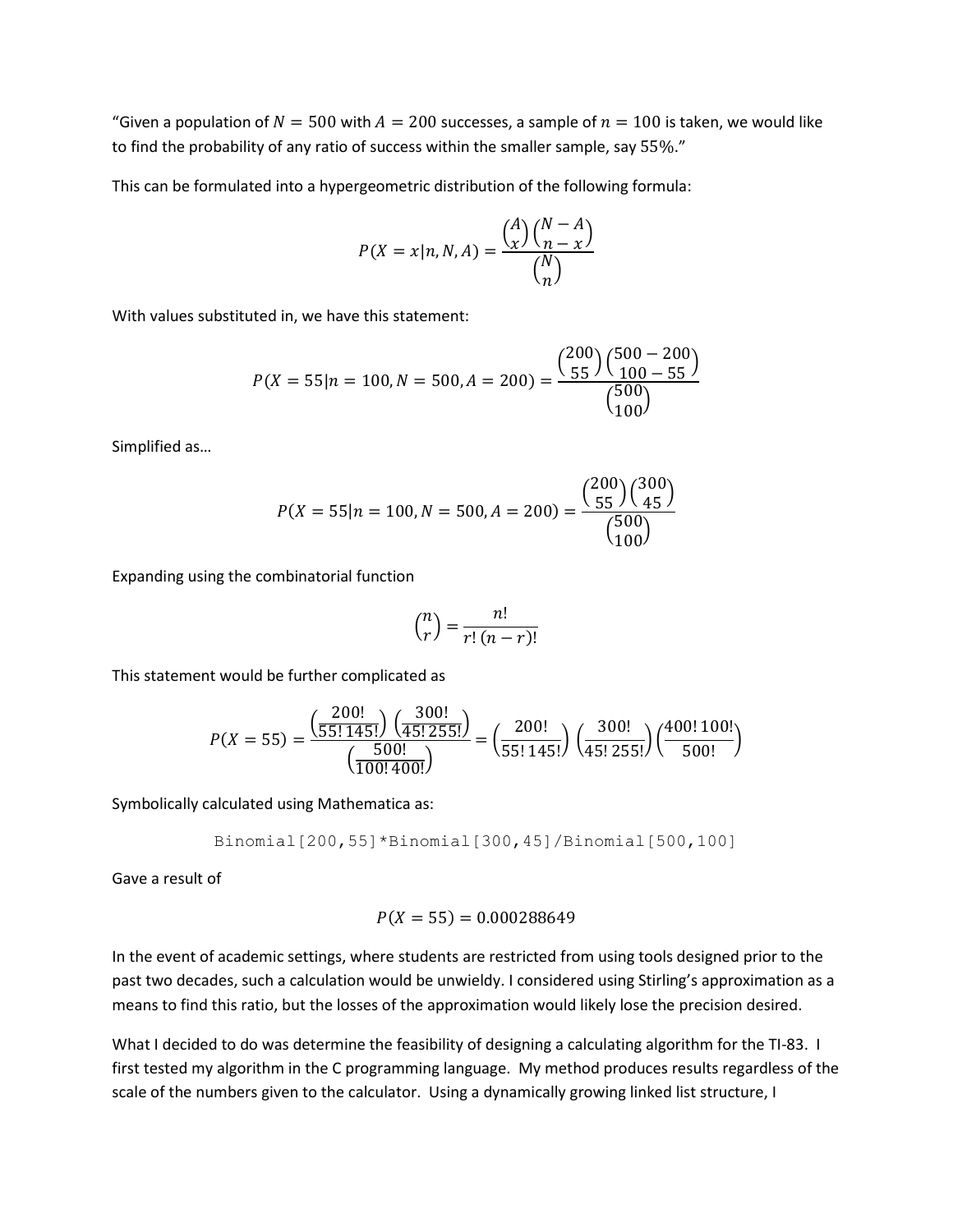"Given a population of $N = 500$ with $A = 200$ successes, a sample of $n = 100$ is taken, we would like to find the probability of any ratio of success within the smaller sample, say 55%."

This can be formulated into a hypergeometric distribution of the following formula:

$$P(X = x|n, N, A) = \frac{\binom{A}{x}\binom{N-A}{n-x}}{\binom{N}{n}}$$

With values substituted in, we have this statement:

$$P(X = 55|n = 100, N = 500, A = 200) = \frac{\binom{200}{55}\binom{500-200}{100-55}}{\binom{500}{100}}$$

Simplified as…

$$P(X = 55|n = 100, N = 500, A = 200) = \frac{\binom{200}{55}\binom{300}{45}}{\binom{500}{100}}$$

Expanding using the combinatorial function

$$\binom{n}{r} = \frac{n!}{r!\,(n-r)!}$$

This statement would be further complicated as

$$P(X = 55) = \frac{\left(\frac{200!}{55!\,145!}\right)\left(\frac{300!}{45!\,255!}\right)}{\left(\frac{500!}{100!\,400!}\right)} = \left(\frac{200!}{55!\,145!}\right)\left(\frac{300!}{45!\,255!}\right)\left(\frac{400!\,100!}{500!}\right)$$

Symbolically calculated using Mathematica as:

```
Binomial[200,55]*Binomial[300,45]/Binomial[500,100]
```

Gave a result of

$$P(X = 55) = 0.000288649$$

In the event of academic settings, where students are restricted from using tools designed prior to the past two decades, such a calculation would be unwieldy. I considered using Stirling's approximation as a means to find this ratio, but the losses of the approximation would likely lose the precision desired.

What I decided to do was determine the feasibility of designing a calculating algorithm for the TI-83. I first tested my algorithm in the C programming language. My method produces results regardless of the scale of the numbers given to the calculator. Using a dynamically growing linked list structure, I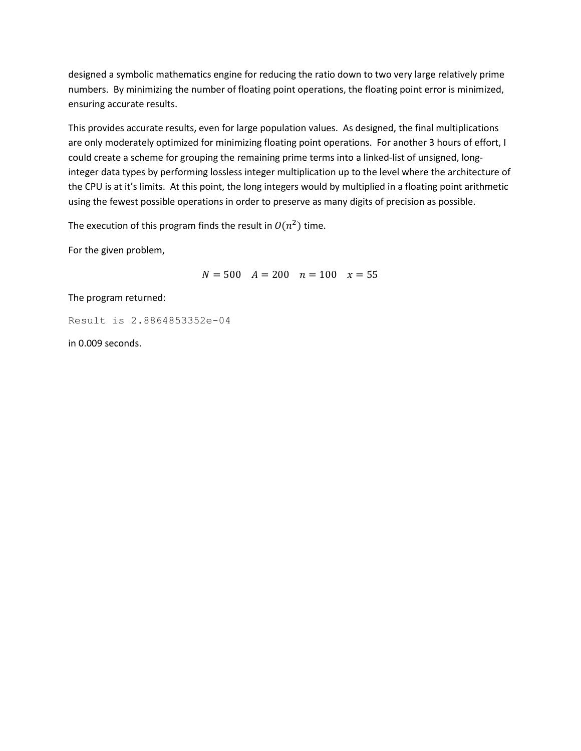designed a symbolic mathematics engine for reducing the ratio down to two very large relatively prime numbers. By minimizing the number of floating point operations, the floating point error is minimized, ensuring accurate results.

This provides accurate results, even for large population values. As designed, the final multiplications are only moderately optimized for minimizing floating point operations. For another 3 hours of effort, I could create a scheme for grouping the remaining prime terms into a linked-list of unsigned, long-integer data types by performing lossless integer multiplication up to the level where the architecture of the CPU is at it's limits. At this point, the long integers would by multiplied in a floating point arithmetic using the fewest possible operations in order to preserve as many digits of precision as possible.

The execution of this program finds the result in $O(n^2)$ time.

For the given problem,

$$N = 500 \quad A = 200 \quad n = 100 \quad x = 55$$

The program returned:

```
Result is 2.8864853352e-04
```

in 0.009 seconds.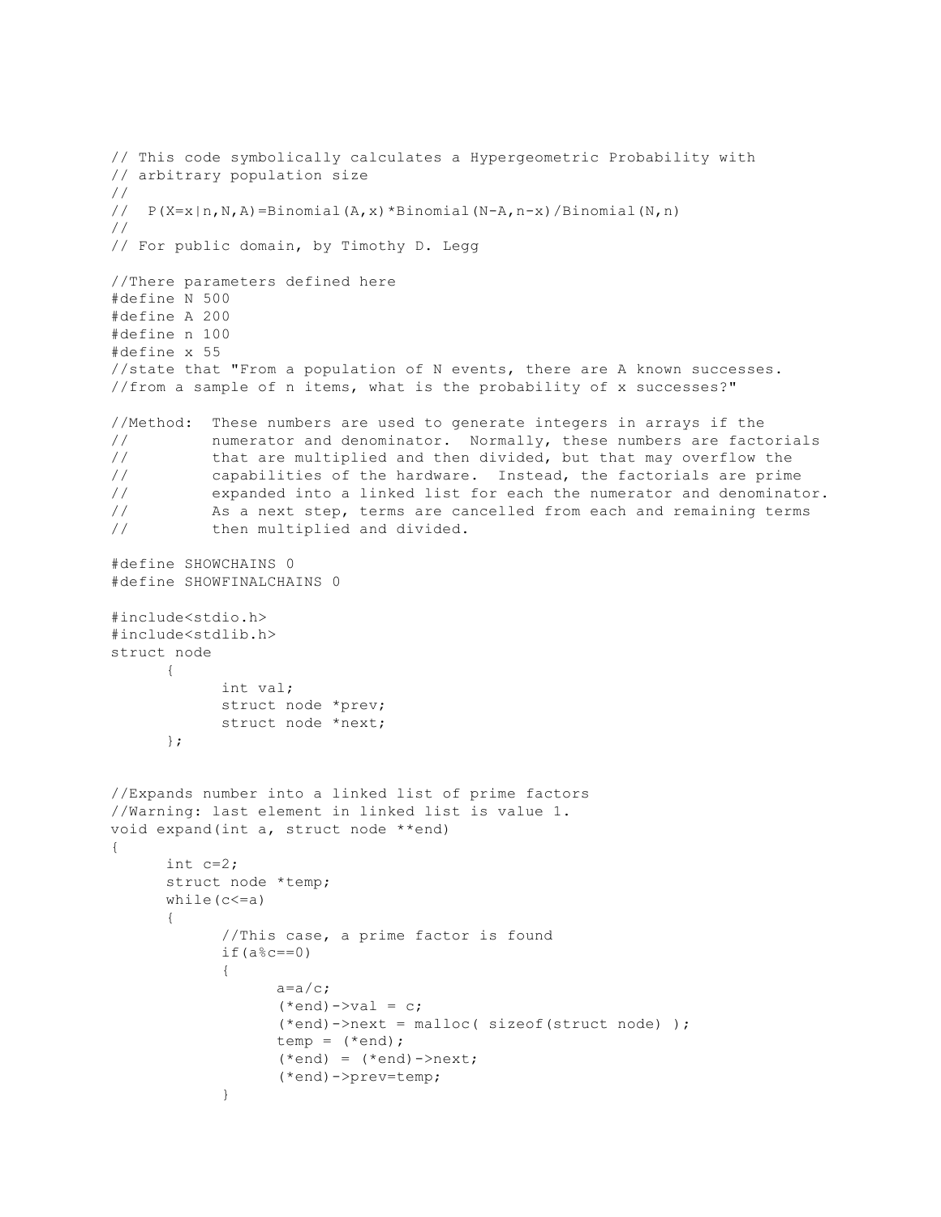```c
// This code symbolically calculates a Hypergeometric Probability with
// arbitrary population size
//
//  P(X=x|n,N,A)=Binomial(A,x)*Binomial(N-A,n-x)/Binomial(N,n)
//
// For public domain, by Timothy D. Legg

//There parameters defined here
#define N 500
#define A 200
#define n 100
#define x 55
//state that "From a population of N events, there are A known successes.
//from a sample of n items, what is the probability of x successes?"

//Method:  These numbers are used to generate integers in arrays if the
//         numerator and denominator.  Normally, these numbers are factorials
//         that are multiplied and then divided, but that may overflow the
//         capabilities of the hardware.  Instead, the factorials are prime
//         expanded into a linked list for each the numerator and denominator.
//         As a next step, terms are cancelled from each and remaining terms
//         then multiplied and divided.

#define SHOWCHAINS 0
#define SHOWFINALCHAINS 0

#include<stdio.h>
#include<stdlib.h>
struct node
      {
            int val;
            struct node *prev;
            struct node *next;
      };


//Expands number into a linked list of prime factors
//Warning: last element in linked list is value 1.
void expand(int a, struct node **end)
{
      int c=2;
      struct node *temp;
      while(c<=a)
      {
            //This case, a prime factor is found
            if(a%c==0)
            {
                  a=a/c;
                  (*end)->val = c;
                  (*end)->next = malloc( sizeof(struct node) );
                  temp = (*end);
                  (*end) = (*end)->next;
                  (*end)->prev=temp;
            }
```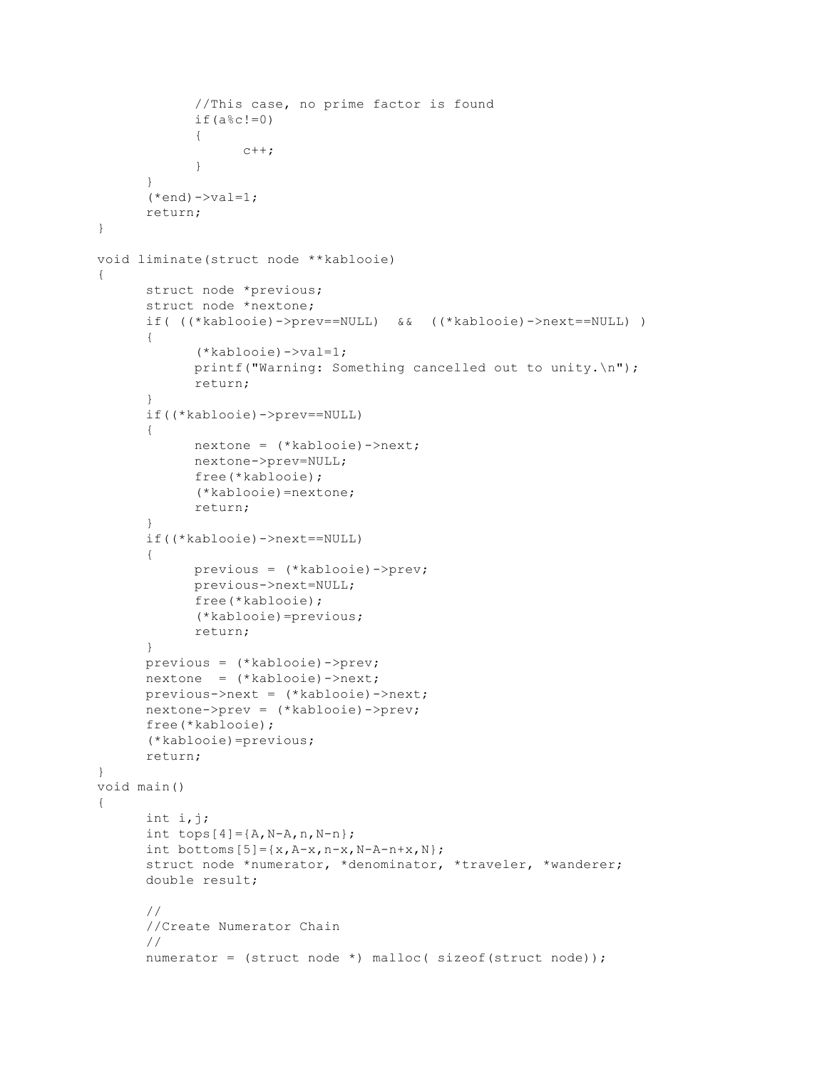```
            //This case, no prime factor is found
            if(a%c!=0)
            {
                  c++;
            }
      }
      (*end)->val=1;
      return;
}

void liminate(struct node **kablooie)
{
      struct node *previous;
      struct node *nextone;
      if( ((*kablooie)->prev==NULL)  &&  ((*kablooie)->next==NULL) )
      {
            (*kablooie)->val=1;
            printf("Warning: Something cancelled out to unity.\n");
            return;
      }
      if((*kablooie)->prev==NULL)
      {
            nextone = (*kablooie)->next;
            nextone->prev=NULL;
            free(*kablooie);
            (*kablooie)=nextone;
            return;
      }
      if((*kablooie)->next==NULL)
      {
            previous = (*kablooie)->prev;
            previous->next=NULL;
            free(*kablooie);
            (*kablooie)=previous;
            return;
      }
      previous = (*kablooie)->prev;
      nextone  = (*kablooie)->next;
      previous->next = (*kablooie)->next;
      nextone->prev = (*kablooie)->prev;
      free(*kablooie);
      (*kablooie)=previous;
      return;
}
void main()
{
      int i,j;
      int tops[4]={A,N-A,n,N-n};
      int bottoms[5]={x,A-x,n-x,N-A-n+x,N};
      struct node *numerator, *denominator, *traveler, *wanderer;
      double result;

      //
      //Create Numerator Chain
      //
      numerator = (struct node *) malloc( sizeof(struct node));
```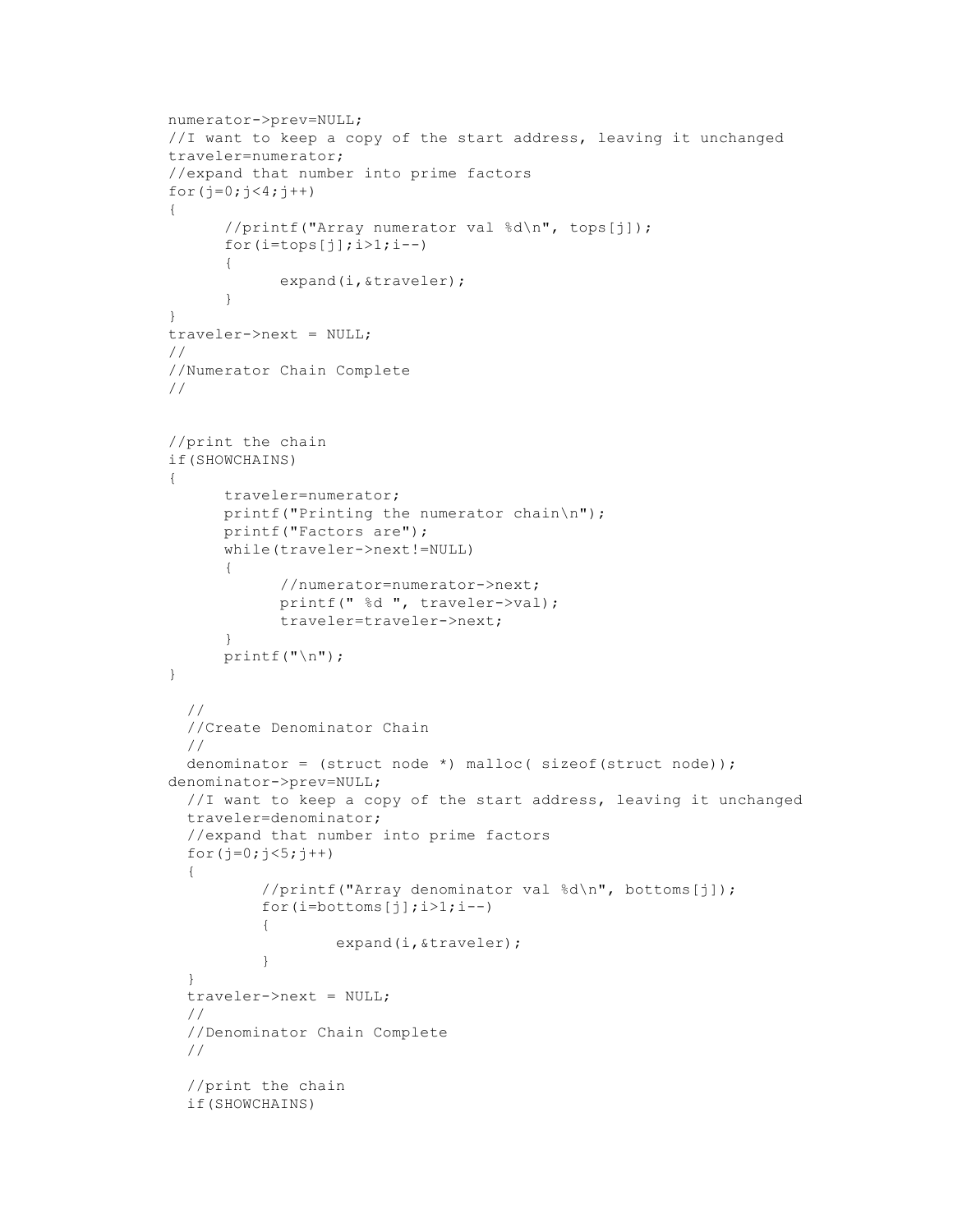```
numerator->prev=NULL;
//I want to keep a copy of the start address, leaving it unchanged
traveler=numerator;
//expand that number into prime factors
for(j=0;j<4;j++)
{
      //printf("Array numerator val %d\n", tops[j]);
      for(i=tops[j];i>1;i--)
      {
            expand(i,&traveler);
      }
}
traveler->next = NULL;
//
//Numerator Chain Complete
//


//print the chain
if(SHOWCHAINS)
{
      traveler=numerator;
      printf("Printing the numerator chain\n");
      printf("Factors are");
      while(traveler->next!=NULL)
      {
            //numerator=numerator->next;
            printf(" %d ", traveler->val);
            traveler=traveler->next;
      }
      printf("\n");
}

  //
  //Create Denominator Chain
  //
  denominator = (struct node *) malloc( sizeof(struct node));
denominator->prev=NULL;
  //I want to keep a copy of the start address, leaving it unchanged
  traveler=denominator;
  //expand that number into prime factors
  for(j=0;j<5;j++)
  {
          //printf("Array denominator val %d\n", bottoms[j]);
          for(i=bottoms[j];i>1;i--)
          {
                  expand(i,&traveler);
          }
  }
  traveler->next = NULL;
  //
  //Denominator Chain Complete
  //

  //print the chain
  if(SHOWCHAINS)
```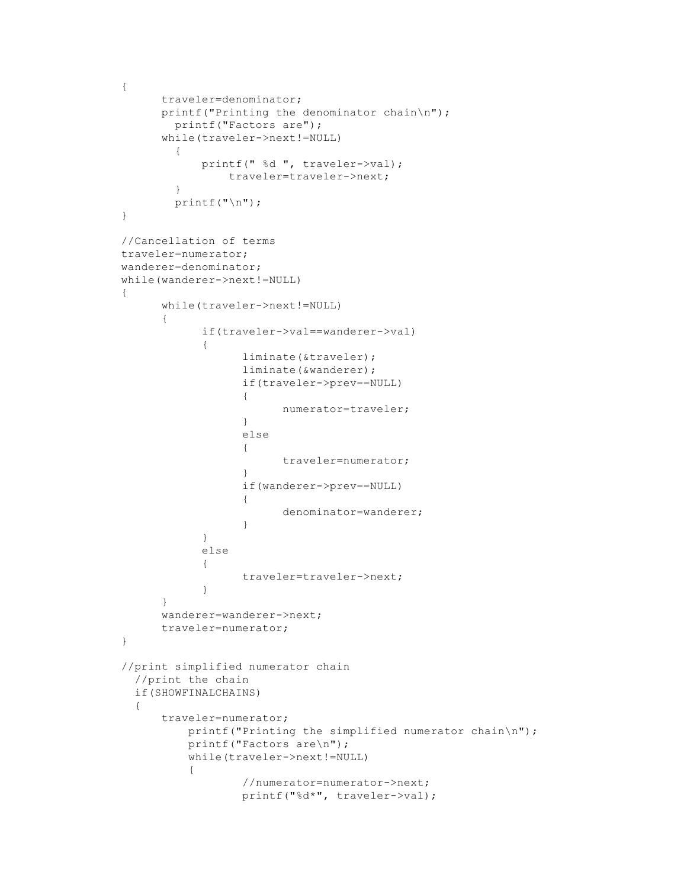```
{
      traveler=denominator;
      printf("Printing the denominator chain\n");
        printf("Factors are");
      while(traveler->next!=NULL)
        {
            printf(" %d ", traveler->val);
                traveler=traveler->next;
        }
        printf("\n");
}

//Cancellation of terms
traveler=numerator;
wanderer=denominator;
while(wanderer->next!=NULL)
{
      while(traveler->next!=NULL)
      {
            if(traveler->val==wanderer->val)
            {
                  liminate(&traveler);
                  liminate(&wanderer);
                  if(traveler->prev==NULL)
                  {
                        numerator=traveler;
                  }
                  else
                  {
                        traveler=numerator;
                  }
                  if(wanderer->prev==NULL)
                  {
                        denominator=wanderer;
                  }
            }
            else
            {
                  traveler=traveler->next;
            }
      }
      wanderer=wanderer->next;
      traveler=numerator;
}

//print simplified numerator chain
  //print the chain
  if(SHOWFINALCHAINS)
  {
      traveler=numerator;
          printf("Printing the simplified numerator chain\n");
          printf("Factors are\n");
          while(traveler->next!=NULL)
          {
                  //numerator=numerator->next;
                  printf("%d*", traveler->val);
```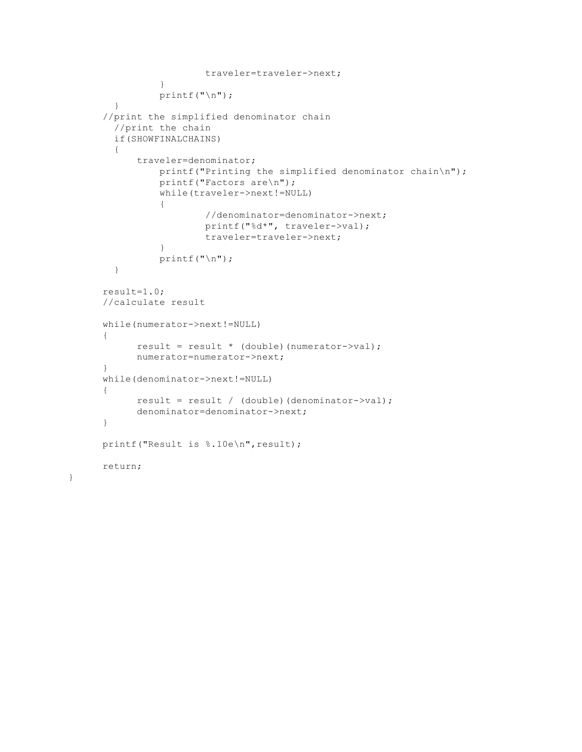```
                        traveler=traveler->next;
                }
                printf("\n");
        }
      //print the simplified denominator chain
        //print the chain
        if(SHOWFINALCHAINS)
        {
            traveler=denominator;
                printf("Printing the simplified denominator chain\n");
                printf("Factors are\n");
                while(traveler->next!=NULL)
                {
                        //denominator=denominator->next;
                        printf("%d*", traveler->val);
                        traveler=traveler->next;
                }
                printf("\n");
        }

      result=1.0;
      //calculate result

      while(numerator->next!=NULL)
      {
            result = result * (double)(numerator->val);
            numerator=numerator->next;
      }
      while(denominator->next!=NULL)
      {
            result = result / (double)(denominator->val);
            denominator=denominator->next;
      }

      printf("Result is %.10e\n",result);

      return;
}
```